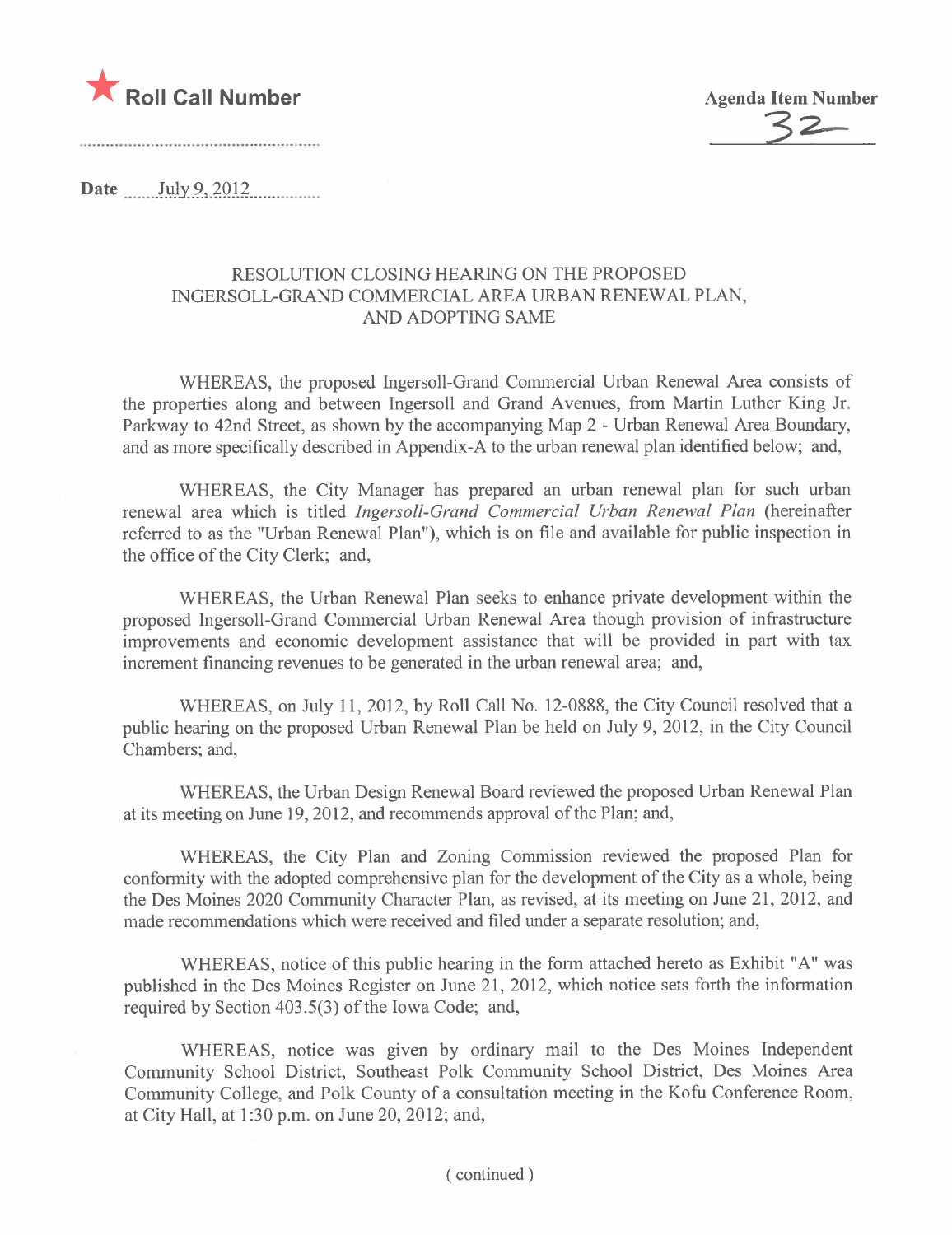★ **Roll Call Number**

**Agenda Item Number**
32

**Date** July 9, 2012

## RESOLUTION CLOSING HEARING ON THE PROPOSED INGERSOLL-GRAND COMMERCIAL AREA URBAN RENEWAL PLAN, AND ADOPTING SAME

WHEREAS, the proposed Ingersoll-Grand Commercial Urban Renewal Area consists of the properties along and between Ingersoll and Grand Avenues, from Martin Luther King Jr. Parkway to 42nd Street, as shown by the accompanying Map 2 - Urban Renewal Area Boundary, and as more specifically described in Appendix-A to the urban renewal plan identified below; and,

WHEREAS, the City Manager has prepared an urban renewal plan for such urban renewal area which is titled *Ingersoll-Grand Commercial Urban Renewal Plan* (hereinafter referred to as the "Urban Renewal Plan"), which is on file and available for public inspection in the office of the City Clerk; and,

WHEREAS, the Urban Renewal Plan seeks to enhance private development within the proposed Ingersoll-Grand Commercial Urban Renewal Area though provision of infrastructure improvements and economic development assistance that will be provided in part with tax increment financing revenues to be generated in the urban renewal area; and,

WHEREAS, on July 11, 2012, by Roll Call No. 12-0888, the City Council resolved that a public hearing on the proposed Urban Renewal Plan be held on July 9, 2012, in the City Council Chambers; and,

WHEREAS, the Urban Design Renewal Board reviewed the proposed Urban Renewal Plan at its meeting on June 19, 2012, and recommends approval of the Plan; and,

WHEREAS, the City Plan and Zoning Commission reviewed the proposed Plan for conformity with the adopted comprehensive plan for the development of the City as a whole, being the Des Moines 2020 Community Character Plan, as revised, at its meeting on June 21, 2012, and made recommendations which were received and filed under a separate resolution; and,

WHEREAS, notice of this public hearing in the form attached hereto as Exhibit "A" was published in the Des Moines Register on June 21, 2012, which notice sets forth the information required by Section 403.5(3) of the Iowa Code; and,

WHEREAS, notice was given by ordinary mail to the Des Moines Independent Community School District, Southeast Polk Community School District, Des Moines Area Community College, and Polk County of a consultation meeting in the Kofu Conference Room, at City Hall, at 1:30 p.m. on June 20, 2012; and,

( continued )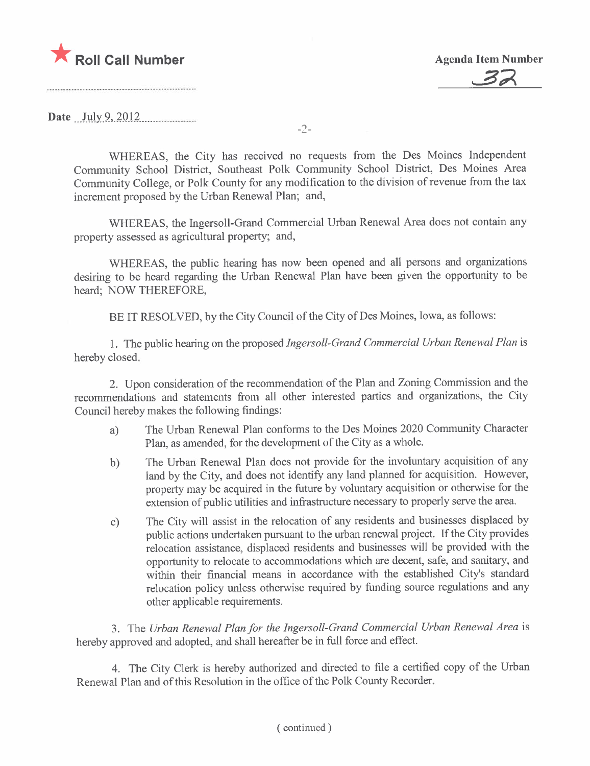★ **Roll Call Number**

**Agenda Item Number**

32

**Date** July 9, 2012

WHEREAS, the City has received no requests from the Des Moines Independent Community School District, Southeast Polk Community School District, Des Moines Area Community College, or Polk County for any modification to the division of revenue from the tax increment proposed by the Urban Renewal Plan; and,

WHEREAS, the Ingersoll-Grand Commercial Urban Renewal Area does not contain any property assessed as agricultural property; and,

WHEREAS, the public hearing has now been opened and all persons and organizations desiring to be heard regarding the Urban Renewal Plan have been given the opportunity to be heard; NOW THEREFORE,

BE IT RESOLVED, by the City Council of the City of Des Moines, Iowa, as follows:

1. The public hearing on the proposed *Ingersoll-Grand Commercial Urban Renewal Plan* is hereby closed.

2. Upon consideration of the recommendation of the Plan and Zoning Commission and the recommendations and statements from all other interested parties and organizations, the City Council hereby makes the following findings:

   a) The Urban Renewal Plan conforms to the Des Moines 2020 Community Character Plan, as amended, for the development of the City as a whole.

   b) The Urban Renewal Plan does not provide for the involuntary acquisition of any land by the City, and does not identify any land planned for acquisition. However, property may be acquired in the future by voluntary acquisition or otherwise for the extension of public utilities and infrastructure necessary to properly serve the area.

   c) The City will assist in the relocation of any residents and businesses displaced by public actions undertaken pursuant to the urban renewal project. If the City provides relocation assistance, displaced residents and businesses will be provided with the opportunity to relocate to accommodations which are decent, safe, and sanitary, and within their financial means in accordance with the established City's standard relocation policy unless otherwise required by funding source regulations and any other applicable requirements.

3. The *Urban Renewal Plan for the Ingersoll-Grand Commercial Urban Renewal Area* is hereby approved and adopted, and shall hereafter be in full force and effect.

4. The City Clerk is hereby authorized and directed to file a certified copy of the Urban Renewal Plan and of this Resolution in the office of the Polk County Recorder.

( continued )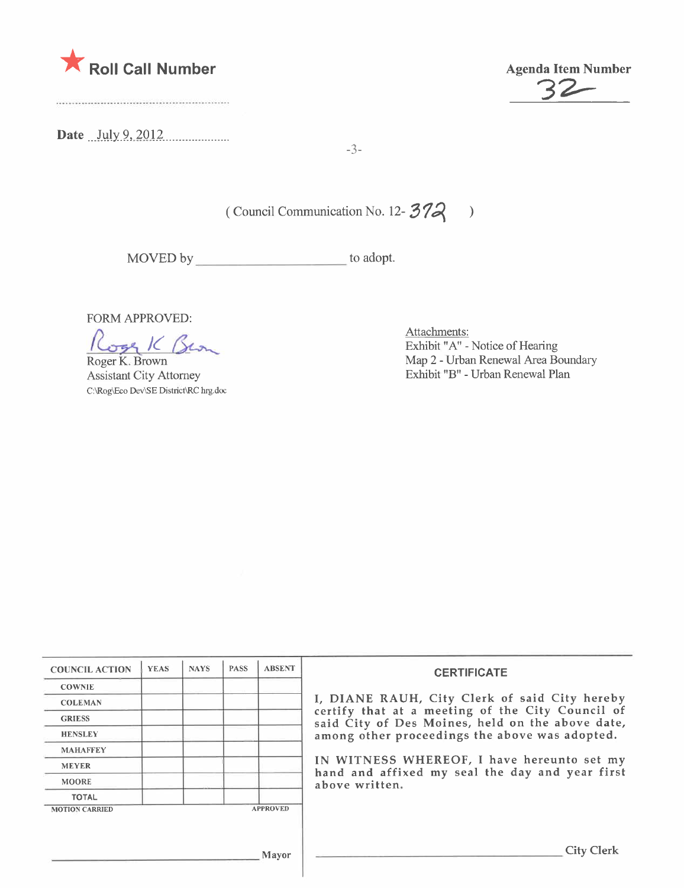★ **Roll Call Number**

**Agenda Item Number**
32

**Date** July 9, 2012

( Council Communication No. 12- 372 )

MOVED by ____________________ to adopt.

FORM APPROVED:

Roger K. Brown
Roger K. Brown
Assistant City Attorney
C:\Rog\Eco Dev\SE District\RC hrg.doc

Attachments:
Exhibit "A" - Notice of Hearing
Map 2 - Urban Renewal Area Boundary
Exhibit "B" - Urban Renewal Plan

| COUNCIL ACTION | YEAS | NAYS | PASS | ABSENT |
|---|---|---|---|---|
| COWNIE | | | | |
| COLEMAN | | | | |
| GRIESS | | | | |
| HENSLEY | | | | |
| MAHAFFEY | | | | |
| MEYER | | | | |
| MOORE | | | | |
| TOTAL | | | | |

MOTION CARRIED APPROVED

____________________ Mayor

**CERTIFICATE**

I, DIANE RAUH, City Clerk of said City hereby certify that at a meeting of the City Council of said City of Des Moines, held on the above date, among other proceedings the above was adopted.

IN WITNESS WHEREOF, I have hereunto set my hand and affixed my seal the day and year first above written.

____________________ City Clerk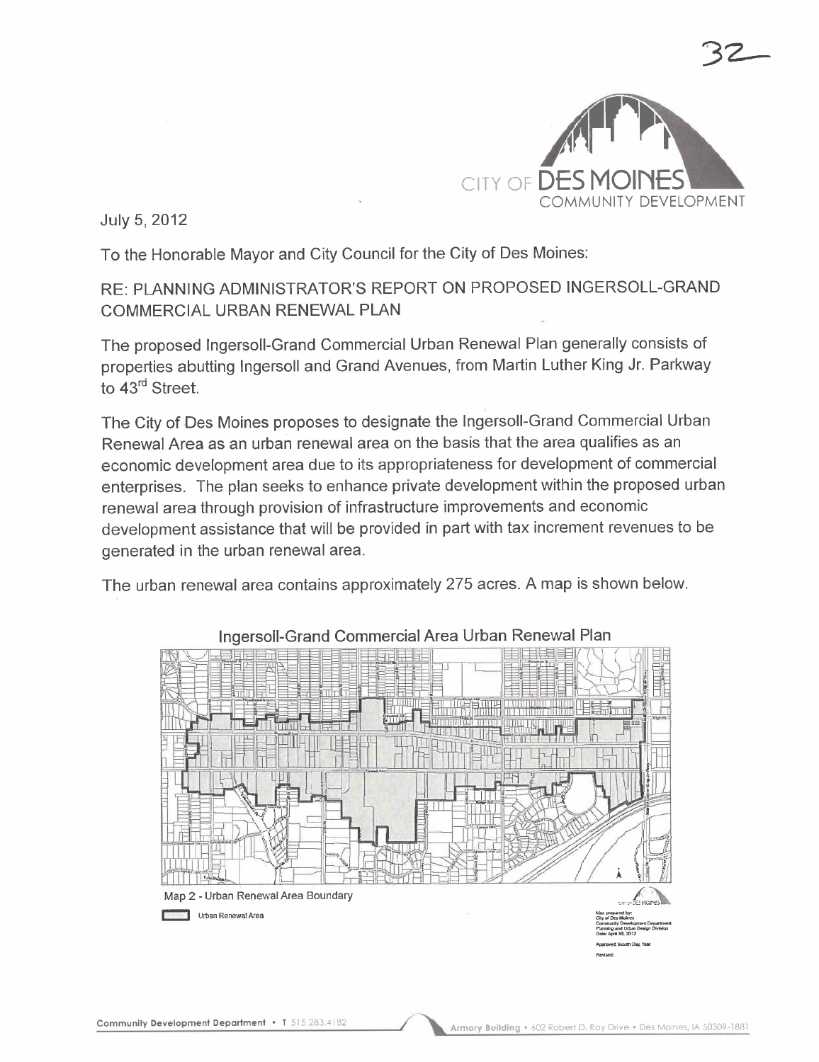32

CITY OF DES MOINES COMMUNITY DEVELOPMENT

July 5, 2012

To the Honorable Mayor and City Council for the City of Des Moines:

RE: PLANNING ADMINISTRATOR'S REPORT ON PROPOSED INGERSOLL-GRAND COMMERCIAL URBAN RENEWAL PLAN

The proposed Ingersoll-Grand Commercial Urban Renewal Plan generally consists of properties abutting Ingersoll and Grand Avenues, from Martin Luther King Jr. Parkway to 43rd Street.

The City of Des Moines proposes to designate the Ingersoll-Grand Commercial Urban Renewal Area as an urban renewal area on the basis that the area qualifies as an economic development area due to its appropriateness for development of commercial enterprises. The plan seeks to enhance private development within the proposed urban renewal area through provision of infrastructure improvements and economic development assistance that will be provided in part with tax increment revenues to be generated in the urban renewal area.

The urban renewal area contains approximately 275 acres. A map is shown below.

Ingersoll-Grand Commercial Area Urban Renewal Plan

Map 2 - Urban Renewal Area Boundary

Urban Renewal Area

Map prepared by:
City of Des Moines
Community Development Department
Planning and Urban Design Division
Date: April 30, 2012

Approved: Month Day, Year

Revised:

Community Development Department • T 515.283.4182 Armory Building • 602 Robert D. Ray Drive • Des Moines, IA 50309-1881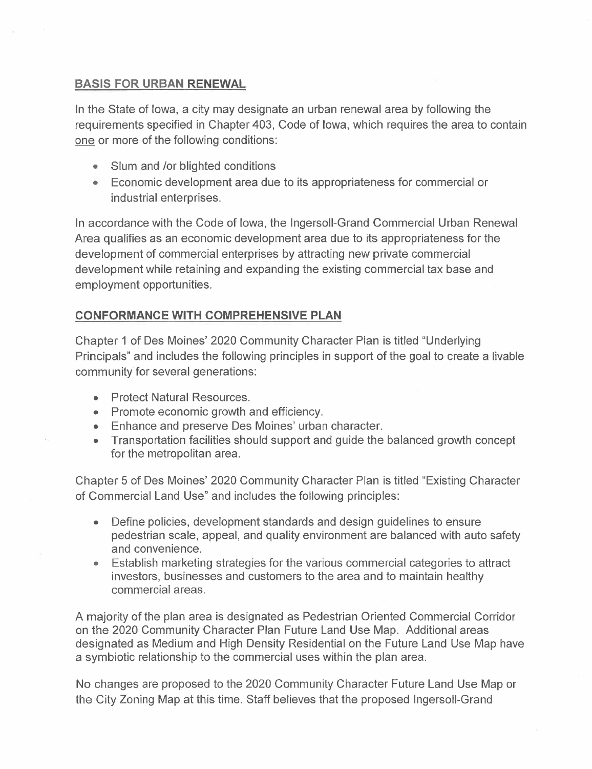## BASIS FOR URBAN RENEWAL

In the State of Iowa, a city may designate an urban renewal area by following the requirements specified in Chapter 403, Code of Iowa, which requires the area to contain one or more of the following conditions:

- Slum and /or blighted conditions
- Economic development area due to its appropriateness for commercial or industrial enterprises.

In accordance with the Code of Iowa, the Ingersoll-Grand Commercial Urban Renewal Area qualifies as an economic development area due to its appropriateness for the development of commercial enterprises by attracting new private commercial development while retaining and expanding the existing commercial tax base and employment opportunities.

## CONFORMANCE WITH COMPREHENSIVE PLAN

Chapter 1 of Des Moines' 2020 Community Character Plan is titled "Underlying Principals" and includes the following principles in support of the goal to create a livable community for several generations:

- Protect Natural Resources.
- Promote economic growth and efficiency.
- Enhance and preserve Des Moines' urban character.
- Transportation facilities should support and guide the balanced growth concept for the metropolitan area.

Chapter 5 of Des Moines' 2020 Community Character Plan is titled "Existing Character of Commercial Land Use" and includes the following principles:

- Define policies, development standards and design guidelines to ensure pedestrian scale, appeal, and quality environment are balanced with auto safety and convenience.
- Establish marketing strategies for the various commercial categories to attract investors, businesses and customers to the area and to maintain healthy commercial areas.

A majority of the plan area is designated as Pedestrian Oriented Commercial Corridor on the 2020 Community Character Plan Future Land Use Map. Additional areas designated as Medium and High Density Residential on the Future Land Use Map have a symbiotic relationship to the commercial uses within the plan area.

No changes are proposed to the 2020 Community Character Future Land Use Map or the City Zoning Map at this time. Staff believes that the proposed Ingersoll-Grand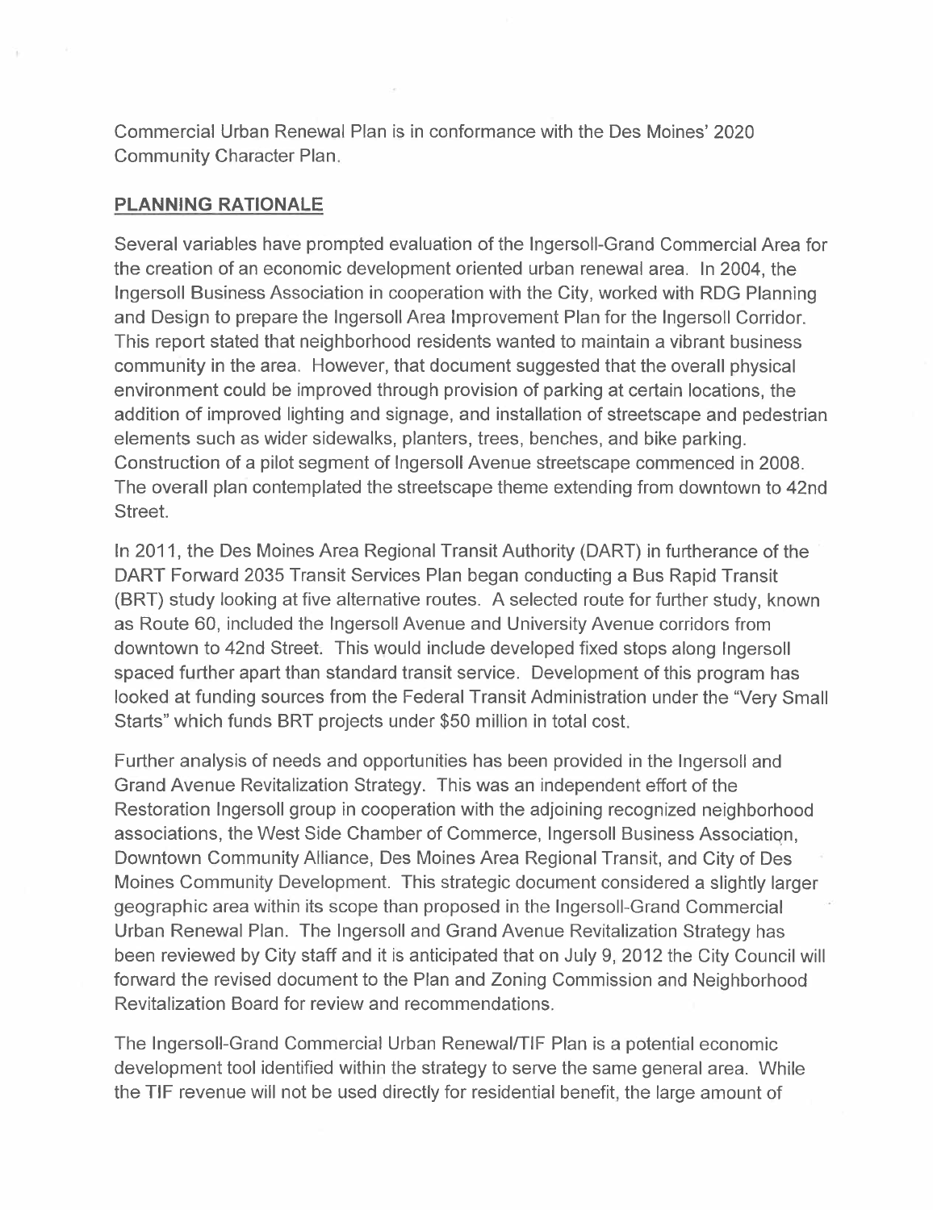Commercial Urban Renewal Plan is in conformance with the Des Moines' 2020 Community Character Plan.

## PLANNING RATIONALE

Several variables have prompted evaluation of the Ingersoll-Grand Commercial Area for the creation of an economic development oriented urban renewal area. In 2004, the Ingersoll Business Association in cooperation with the City, worked with RDG Planning and Design to prepare the Ingersoll Area Improvement Plan for the Ingersoll Corridor. This report stated that neighborhood residents wanted to maintain a vibrant business community in the area. However, that document suggested that the overall physical environment could be improved through provision of parking at certain locations, the addition of improved lighting and signage, and installation of streetscape and pedestrian elements such as wider sidewalks, planters, trees, benches, and bike parking. Construction of a pilot segment of Ingersoll Avenue streetscape commenced in 2008. The overall plan contemplated the streetscape theme extending from downtown to 42nd Street.

In 2011, the Des Moines Area Regional Transit Authority (DART) in furtherance of the DART Forward 2035 Transit Services Plan began conducting a Bus Rapid Transit (BRT) study looking at five alternative routes. A selected route for further study, known as Route 60, included the Ingersoll Avenue and University Avenue corridors from downtown to 42nd Street. This would include developed fixed stops along Ingersoll spaced further apart than standard transit service. Development of this program has looked at funding sources from the Federal Transit Administration under the "Very Small Starts" which funds BRT projects under $50 million in total cost.

Further analysis of needs and opportunities has been provided in the Ingersoll and Grand Avenue Revitalization Strategy. This was an independent effort of the Restoration Ingersoll group in cooperation with the adjoining recognized neighborhood associations, the West Side Chamber of Commerce, Ingersoll Business Association, Downtown Community Alliance, Des Moines Area Regional Transit, and City of Des Moines Community Development. This strategic document considered a slightly larger geographic area within its scope than proposed in the Ingersoll-Grand Commercial Urban Renewal Plan. The Ingersoll and Grand Avenue Revitalization Strategy has been reviewed by City staff and it is anticipated that on July 9, 2012 the City Council will forward the revised document to the Plan and Zoning Commission and Neighborhood Revitalization Board for review and recommendations.

The Ingersoll-Grand Commercial Urban Renewal/TIF Plan is a potential economic development tool identified within the strategy to serve the same general area. While the TIF revenue will not be used directly for residential benefit, the large amount of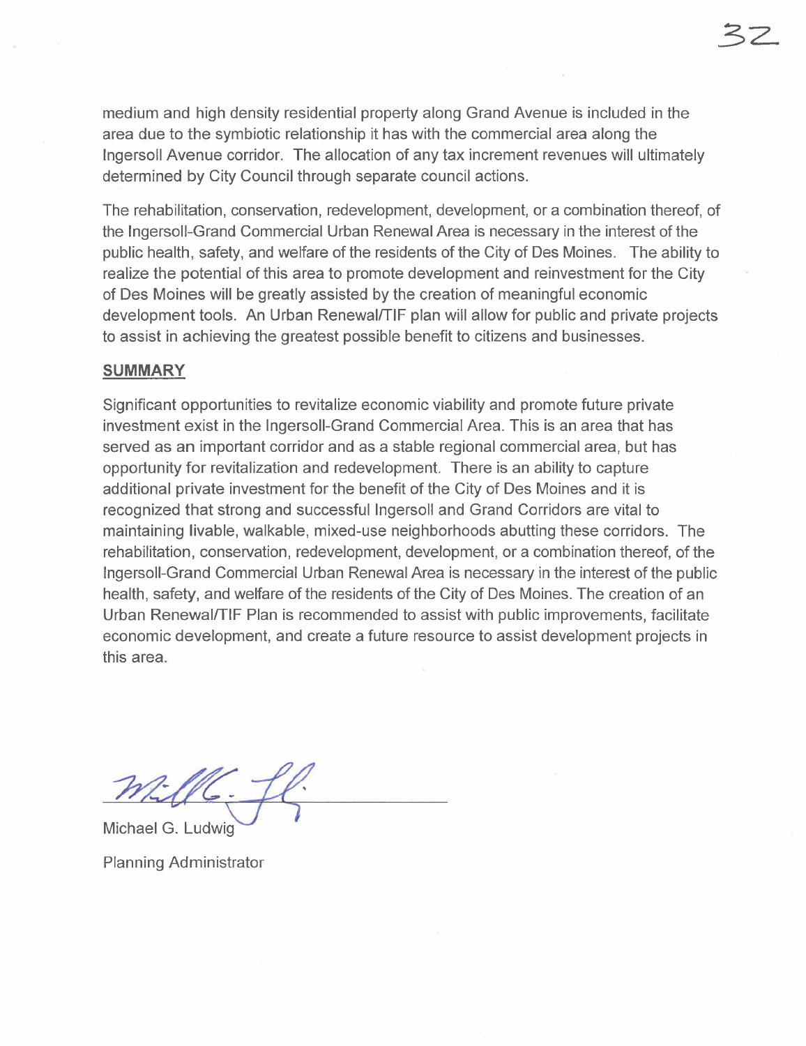medium and high density residential property along Grand Avenue is included in the area due to the symbiotic relationship it has with the commercial area along the Ingersoll Avenue corridor. The allocation of any tax increment revenues will ultimately determined by City Council through separate council actions.

The rehabilitation, conservation, redevelopment, development, or a combination thereof, of the Ingersoll-Grand Commercial Urban Renewal Area is necessary in the interest of the public health, safety, and welfare of the residents of the City of Des Moines. The ability to realize the potential of this area to promote development and reinvestment for the City of Des Moines will be greatly assisted by the creation of meaningful economic development tools. An Urban Renewal/TIF plan will allow for public and private projects to assist in achieving the greatest possible benefit to citizens and businesses.

## SUMMARY

Significant opportunities to revitalize economic viability and promote future private investment exist in the Ingersoll-Grand Commercial Area. This is an area that has served as an important corridor and as a stable regional commercial area, but has opportunity for revitalization and redevelopment. There is an ability to capture additional private investment for the benefit of the City of Des Moines and it is recognized that strong and successful Ingersoll and Grand Corridors are vital to maintaining livable, walkable, mixed-use neighborhoods abutting these corridors. The rehabilitation, conservation, redevelopment, development, or a combination thereof, of the Ingersoll-Grand Commercial Urban Renewal Area is necessary in the interest of the public health, safety, and welfare of the residents of the City of Des Moines. The creation of an Urban Renewal/TIF Plan is recommended to assist with public improvements, facilitate economic development, and create a future resource to assist development projects in this area.

Michael G. Ludwig

Planning Administrator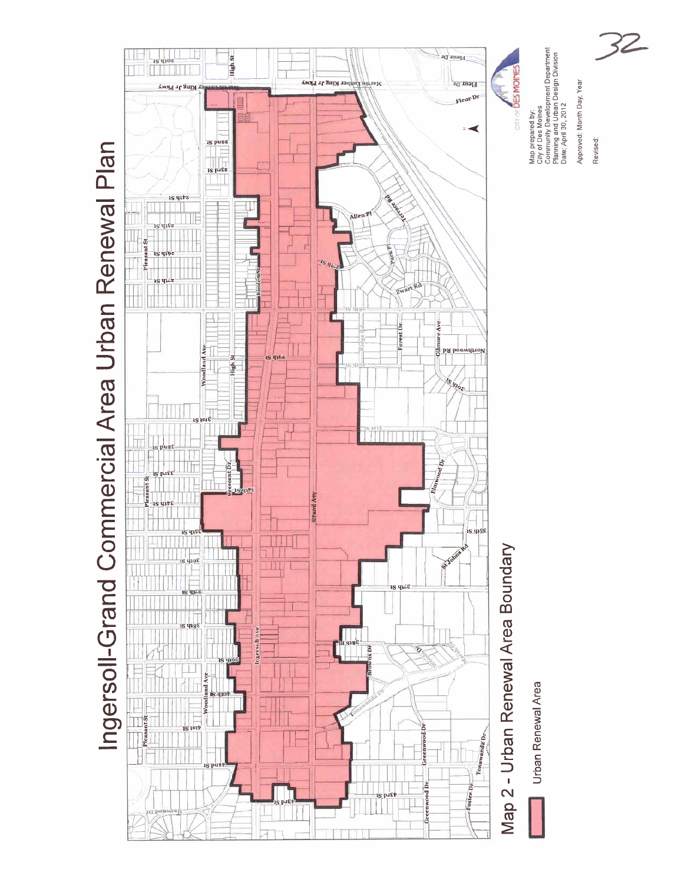# Ingersoll-Grand Commercial Area Urban Renewal Plan

## Map 2 - Urban Renewal Area Boundary

Urban Renewal Area

Map prepared by:
City of Des Moines
Community Development Department
Planning and Urban Design Division
Date: April 30, 2012

Approved: Month Day, Year

Revised: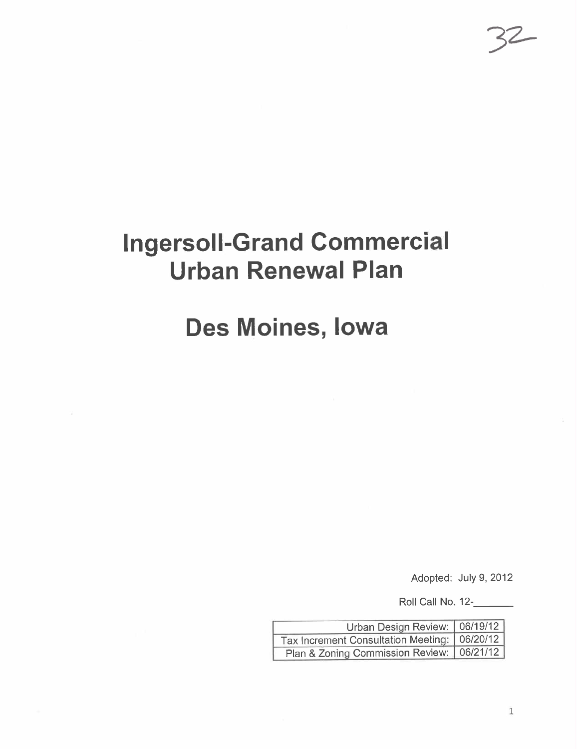32

# Ingersoll-Grand Commercial Urban Renewal Plan

# Des Moines, Iowa

Adopted: July 9, 2012

Roll Call No. 12-\_\_\_\_\_\_\_

| | |
|---|---|
| Urban Design Review: | 06/19/12 |
| Tax Increment Consultation Meeting: | 06/20/12 |
| Plan & Zoning Commission Review: | 06/21/12 |